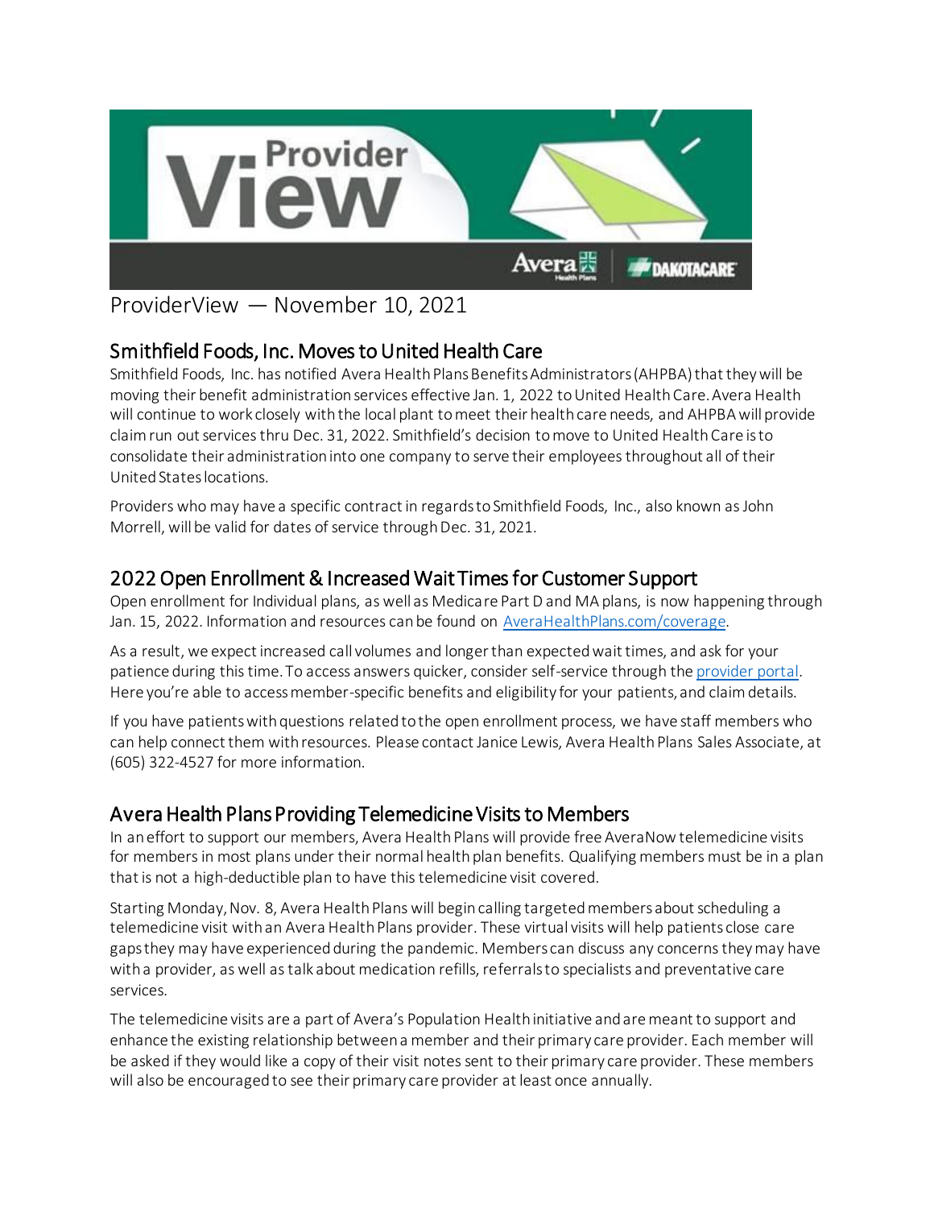ProviderView — November 10, 2021

## Smithfield Foods, Inc. Moves to United Health Care

Smithfield Foods, Inc. has notified Avera Health Plans Benefits Administrators (AHPBA) that they will be moving their benefit administration services effective Jan. 1, 2022 to United Health Care. Avera Health will continue to work closely with the local plant to meet their health care needs, and AHPBA will provide claim run out services thru Dec. 31, 2022. Smithfield's decision to move to United Health Care is to consolidate their administration into one company to serve their employees throughout all of their United States locations.

Providers who may have a specific contract in regards to Smithfield Foods, Inc., also known as John Morrell, will be valid for dates of service through Dec. 31, 2021.

## 2022 Open Enrollment & Increased Wait Times for Customer Support

Open enrollment for Individual plans, as well as Medicare Part D and MA plans, is now happening through Jan. 15, 2022. Information and resources can be found on [AveraHealthPlans.com/coverage](AveraHealthPlans.com/coverage).

As a result, we expect increased call volumes and longer than expected wait times, and ask for your patience during this time. To access answers quicker, consider self-service through the provider portal. Here you're able to access member-specific benefits and eligibility for your patients, and claim details.

If you have patients with questions related to the open enrollment process, we have staff members who can help connect them with resources. Please contact Janice Lewis, Avera Health Plans Sales Associate, at (605) 322-4527 for more information.

## Avera Health Plans Providing Telemedicine Visits to Members

In an effort to support our members, Avera Health Plans will provide free AveraNow telemedicine visits for members in most plans under their normal health plan benefits. Qualifying members must be in a plan that is not a high-deductible plan to have this telemedicine visit covered.

Starting Monday, Nov. 8, Avera Health Plans will begin calling targeted members about scheduling a telemedicine visit with an Avera Health Plans provider. These virtual visits will help patients close care gaps they may have experienced during the pandemic. Members can discuss any concerns they may have with a provider, as well as talk about medication refills, referrals to specialists and preventative care services.

The telemedicine visits are a part of Avera's Population Health initiative and are meant to support and enhance the existing relationship between a member and their primary care provider. Each member will be asked if they would like a copy of their visit notes sent to their primary care provider. These members will also be encouraged to see their primary care provider at least once annually.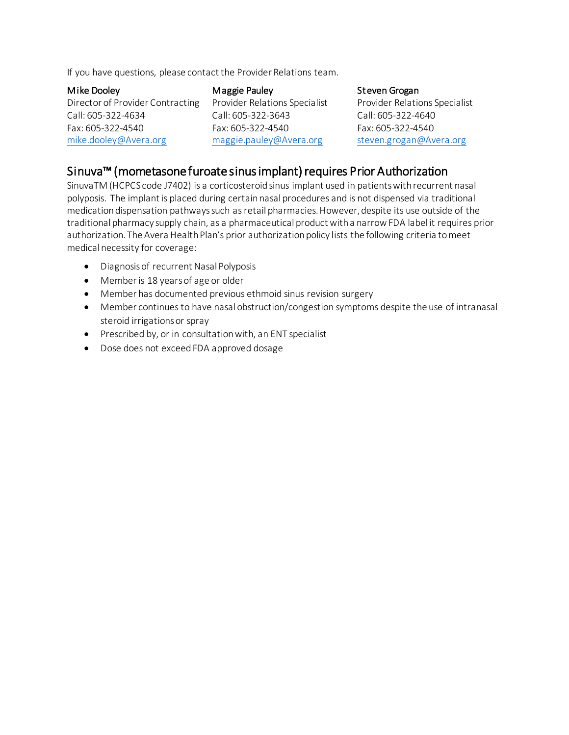If you have questions, please contact the Provider Relations team.

**Mike Dooley**
Director of Provider Contracting
Call: 605-322-4634
Fax: 605-322-4540
mike.dooley@Avera.org

**Maggie Pauley**
Provider Relations Specialist
Call: 605-322-3643
Fax: 605-322-4540
maggie.pauley@Avera.org

**Steven Grogan**
Provider Relations Specialist
Call: 605-322-4640
Fax: 605-322-4540
steven.grogan@Avera.org

## Sinuva™ (mometasone furoate sinus implant) requires Prior Authorization

SinuvaTM (HCPCS code J7402) is a corticosteroid sinus implant used in patients with recurrent nasal polyposis. The implant is placed during certain nasal procedures and is not dispensed via traditional medication dispensation pathways such as retail pharmacies. However, despite its use outside of the traditional pharmacy supply chain, as a pharmaceutical product with a narrow FDA label it requires prior authorization. The Avera Health Plan's prior authorization policy lists the following criteria to meet medical necessity for coverage:

- Diagnosis of recurrent Nasal Polyposis
- Member is 18 years of age or older
- Member has documented previous ethmoid sinus revision surgery
- Member continues to have nasal obstruction/congestion symptoms despite the use of intranasal steroid irrigations or spray
- Prescribed by, or in consultation with, an ENT specialist
- Dose does not exceed FDA approved dosage